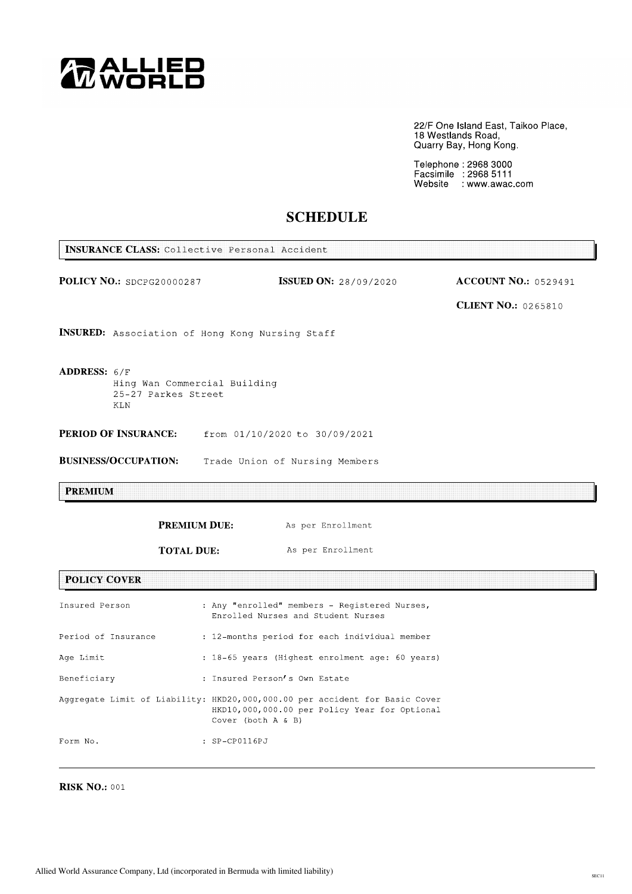ALLIED WORLD

22/F One Island East, Taikoo Place,
18 Westlands Road,
Quarry Bay, Hong Kong.

Telephone : 2968 3000
Facsimile : 2968 5111
Website : www.awac.com

# SCHEDULE

**INSURANCE CLASS:** Collective Personal Accident

**POLICY NO.:** SDCPG20000287 **ISSUED ON:** 28/09/2020 **ACCOUNT NO.:** 0529491

**CLIENT NO.:** 0265810

**INSURED:** Association of Hong Kong Nursing Staff

**ADDRESS:** 6/F
Hing Wan Commercial Building
25-27 Parkes Street
KLN

**PERIOD OF INSURANCE:** from 01/10/2020 to 30/09/2021

**BUSINESS/OCCUPATION:** Trade Union of Nursing Members

## PREMIUM

**PREMIUM DUE:** As per Enrollment

**TOTAL DUE:** As per Enrollment

## POLICY COVER

| | |
|---|---|
| Insured Person | : Any "enrolled" members - Registered Nurses, Enrolled Nurses and Student Nurses |
| Period of Insurance | : 12-months period for each individual member |
| Age Limit | : 18-65 years (Highest enrolment age: 60 years) |
| Beneficiary | : Insured Person's Own Estate |
| Aggregate Limit of Liability: | HKD20,000,000.00 per accident for Basic Cover<br>HKD10,000,000.00 per Policy Year for Optional Cover (both A & B) |
| Form No. | : SP-CP0116PJ |

---

**RISK NO.:** 001

Allied World Assurance Company, Ltd (incorporated in Bermuda with limited liability)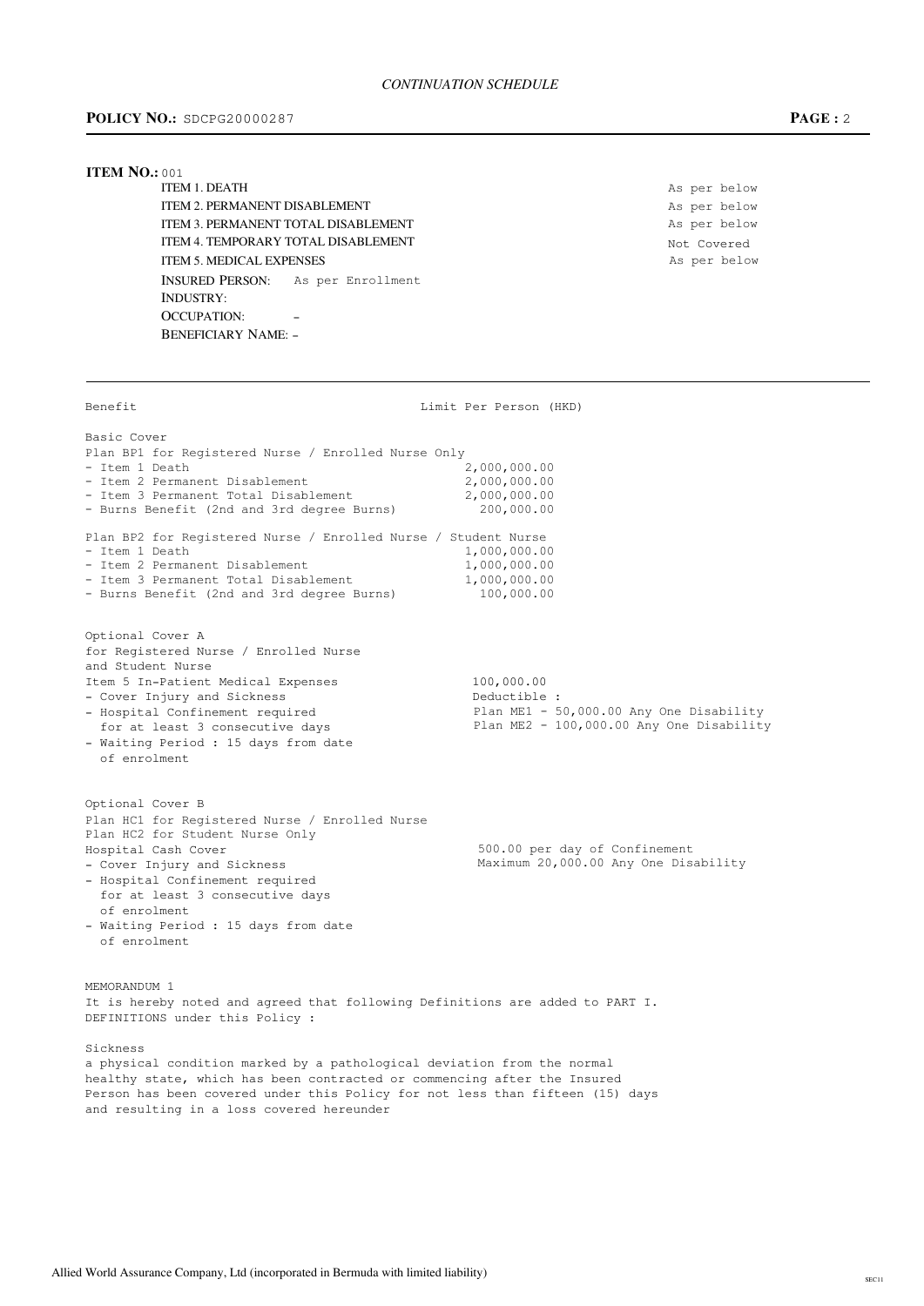*CONTINUATION SCHEDULE*

**POLICY NO.:** SDCPG20000287

**ITEM NO.:** 001

| | |
|---|---|
| ITEM 1. DEATH | As per below |
| ITEM 2. PERMANENT DISABLEMENT | As per below |
| ITEM 3. PERMANENT TOTAL DISABLEMENT | As per below |
| ITEM 4. TEMPORARY TOTAL DISABLEMENT | Not Covered |
| ITEM 5. MEDICAL EXPENSES | As per below |

INSURED PERSON: As per Enrollment
INDUSTRY:
OCCUPATION: -
BENEFICIARY NAME: -

---

| Benefit | Limit Per Person (HKD) |
|---|---|
| **Basic Cover** | |
| Plan BP1 for Registered Nurse / Enrolled Nurse Only | |
| - Item 1 Death | 2,000,000.00 |
| - Item 2 Permanent Disablement | 2,000,000.00 |
| - Item 3 Permanent Total Disablement | 2,000,000.00 |
| - Burns Benefit (2nd and 3rd degree Burns) | 200,000.00 |
| Plan BP2 for Registered Nurse / Enrolled Nurse / Student Nurse | |
| - Item 1 Death | 1,000,000.00 |
| - Item 2 Permanent Disablement | 1,000,000.00 |
| - Item 3 Permanent Total Disablement | 1,000,000.00 |
| - Burns Benefit (2nd and 3rd degree Burns) | 100,000.00 |
| **Optional Cover A** for Registered Nurse / Enrolled Nurse and Student Nurse | |
| Item 5 In-Patient Medical Expenses | 100,000.00 |
| - Cover Injury and Sickness | Deductible : |
| - Hospital Confinement required for at least 3 consecutive days | Plan ME1 - 50,000.00 Any One Disability<br>Plan ME2 - 100,000.00 Any One Disability |
| - Waiting Period : 15 days from date of enrolment | |
| **Optional Cover B** | |
| Plan HC1 for Registered Nurse / Enrolled Nurse<br>Plan HC2 for Student Nurse Only | |
| Hospital Cash Cover | 500.00 per day of Confinement |
| - Cover Injury and Sickness | Maximum 20,000.00 Any One Disability |
| - Hospital Confinement required for at least 3 consecutive days of enrolment | |
| - Waiting Period : 15 days from date of enrolment | |

MEMORANDUM 1

It is hereby noted and agreed that following Definitions are added to PART I. DEFINITIONS under this Policy :

Sickness

a physical condition marked by a pathological deviation from the normal healthy state, which has been contracted or commencing after the Insured Person has been covered under this Policy for not less than fifteen (15) days and resulting in a loss covered hereunder

Allied World Assurance Company, Ltd (incorporated in Bermuda with limited liability)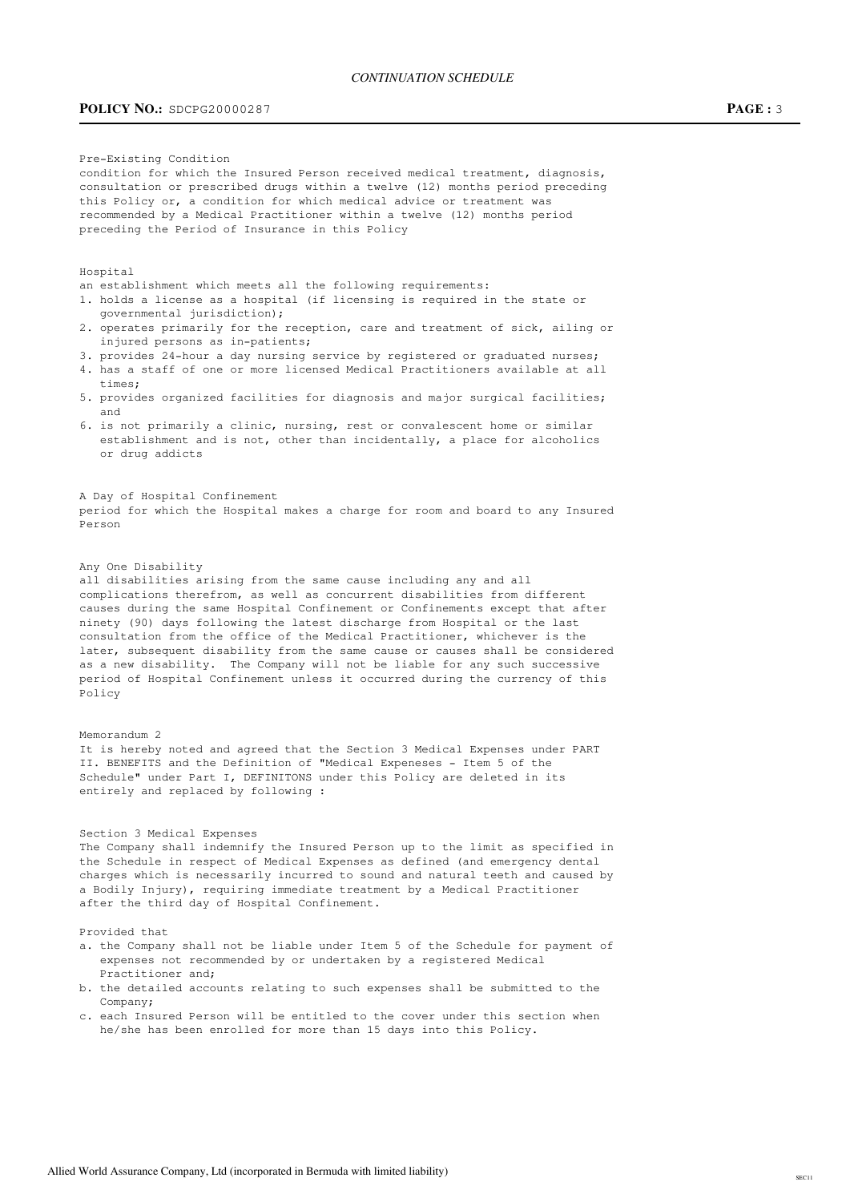Pre-Existing Condition

condition for which the Insured Person received medical treatment, diagnosis, consultation or prescribed drugs within a twelve (12) months period preceding this Policy or, a condition for which medical advice or treatment was recommended by a Medical Practitioner within a twelve (12) months period preceding the Period of Insurance in this Policy

Hospital

an establishment which meets all the following requirements:

1. holds a license as a hospital (if licensing is required in the state or governmental jurisdiction);
2. operates primarily for the reception, care and treatment of sick, ailing or injured persons as in-patients;
3. provides 24-hour a day nursing service by registered or graduated nurses;
4. has a staff of one or more licensed Medical Practitioners available at all times;
5. provides organized facilities for diagnosis and major surgical facilities; and
6. is not primarily a clinic, nursing, rest or convalescent home or similar establishment and is not, other than incidentally, a place for alcoholics or drug addicts

A Day of Hospital Confinement

period for which the Hospital makes a charge for room and board to any Insured Person

Any One Disability

all disabilities arising from the same cause including any and all complications therefrom, as well as concurrent disabilities from different causes during the same Hospital Confinement or Confinements except that after ninety (90) days following the latest discharge from Hospital or the last consultation from the office of the Medical Practitioner, whichever is the later, subsequent disability from the same cause or causes shall be considered as a new disability. The Company will not be liable for any such successive period of Hospital Confinement unless it occurred during the currency of this Policy

Memorandum 2

It is hereby noted and agreed that the Section 3 Medical Expenses under PART II. BENEFITS and the Definition of "Medical Expeneses - Item 5 of the Schedule" under Part I, DEFINITONS under this Policy are deleted in its entirely and replaced by following :

Section 3 Medical Expenses

The Company shall indemnify the Insured Person up to the limit as specified in the Schedule in respect of Medical Expenses as defined (and emergency dental charges which is necessarily incurred to sound and natural teeth and caused by a Bodily Injury), requiring immediate treatment by a Medical Practitioner after the third day of Hospital Confinement.

Provided that

a. the Company shall not be liable under Item 5 of the Schedule for payment of expenses not recommended by or undertaken by a registered Medical Practitioner and;
b. the detailed accounts relating to such expenses shall be submitted to the Company;
c. each Insured Person will be entitled to the cover under this section when he/she has been enrolled for more than 15 days into this Policy.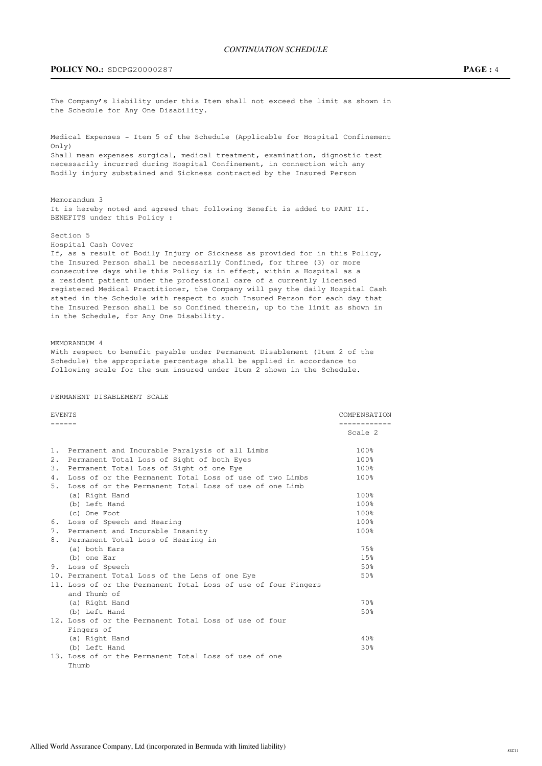The Company's liability under this Item shall not exceed the limit as shown in the Schedule for Any One Disability.

Medical Expenses - Item 5 of the Schedule (Applicable for Hospital Confinement Only)
Shall mean expenses surgical, medical treatment, examination, dignostic test necessarily incurred during Hospital Confinement, in connection with any Bodily injury substained and Sickness contracted by the Insured Person

Memorandum 3
It is hereby noted and agreed that following Benefit is added to PART II. BENEFITS under this Policy :

Section 5
Hospital Cash Cover
If, as a result of Bodily Injury or Sickness as provided for in this Policy, the Insured Person shall be necessarily Confined, for three (3) or more consecutive days while this Policy is in effect, within a Hospital as a a resident patient under the professional care of a currently licensed registered Medical Practitioner, the Company will pay the daily Hospital Cash stated in the Schedule with respect to such Insured Person for each day that the Insured Person shall be so Confined therein, up to the limit as shown in in the Schedule, for Any One Disability.

MEMORANDUM 4
With respect to benefit payable under Permanent Disablement (Item 2 of the Schedule) the appropriate percentage shall be applied in accordance to following scale for the sum insured under Item 2 shown in the Schedule.

PERMANENT DISABLEMENT SCALE

| EVENTS | COMPENSATION |
|---|---|
| | Scale 2 |
| 1. Permanent and Incurable Paralysis of all Limbs | 100% |
| 2. Permanent Total Loss of Sight of both Eyes | 100% |
| 3. Permanent Total Loss of Sight of one Eye | 100% |
| 4. Loss of or the Permanent Total Loss of use of two Limbs | 100% |
| 5. Loss of or the Permanent Total Loss of use of one Limb | |
| (a) Right Hand | 100% |
| (b) Left Hand | 100% |
| (c) One Foot | 100% |
| 6. Loss of Speech and Hearing | 100% |
| 7. Permanent and Incurable Insanity | 100% |
| 8. Permanent Total Loss of Hearing in | |
| (a) both Ears | 75% |
| (b) one Ear | 15% |
| 9. Loss of Speech | 50% |
| 10. Permanent Total Loss of the Lens of one Eye | 50% |
| 11. Loss of or the Permanent Total Loss of use of four Fingers and Thumb of | |
| (a) Right Hand | 70% |
| (b) Left Hand | 50% |
| 12. Loss of or the Permanent Total Loss of use of four Fingers of | |
| (a) Right Hand | 40% |
| (b) Left Hand | 30% |
| 13. Loss of or the Permanent Total Loss of use of one Thumb | |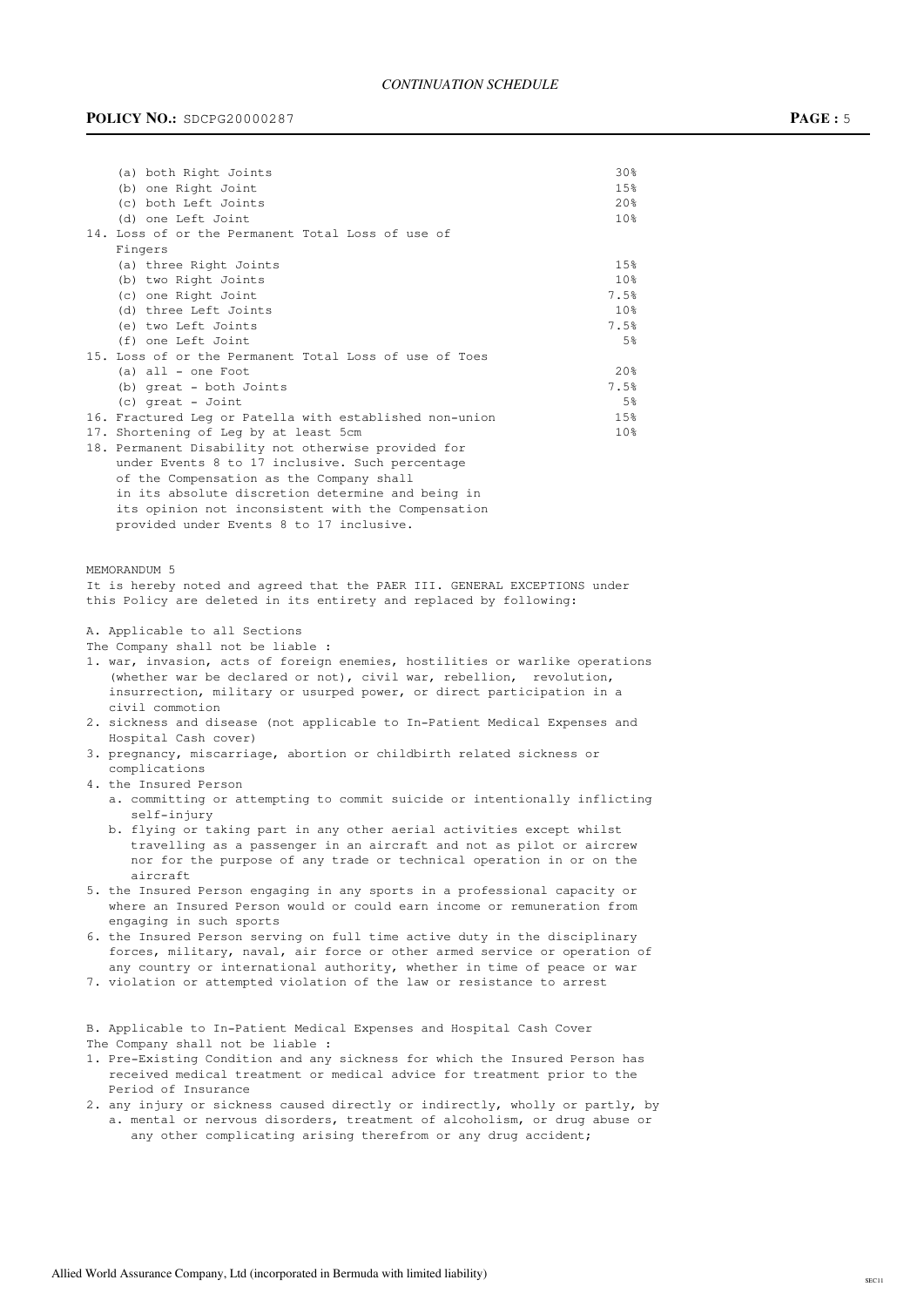| | |
|---|---|
| (a) both Right Joints | 30% |
| (b) one Right Joint | 15% |
| (c) both Left Joints | 20% |
| (d) one Left Joint | 10% |
| 14. Loss of or the Permanent Total Loss of use of Fingers | |
| (a) three Right Joints | 15% |
| (b) two Right Joints | 10% |
| (c) one Right Joint | 7.5% |
| (d) three Left Joints | 10% |
| (e) two Left Joints | 7.5% |
| (f) one Left Joint | 5% |
| 15. Loss of or the Permanent Total Loss of use of Toes | |
| (a) all - one Foot | 20% |
| (b) great - both Joints | 7.5% |
| (c) great - Joint | 5% |
| 16. Fractured Leg or Patella with established non-union | 15% |
| 17. Shortening of Leg by at least 5cm | 10% |
| 18. Permanent Disability not otherwise provided for under Events 8 to 17 inclusive. Such percentage of the Compensation as the Company shall in its absolute discretion determine and being in its opinion not inconsistent with the Compensation provided under Events 8 to 17 inclusive. | |

MEMORANDUM 5

It is hereby noted and agreed that the PAER III. GENERAL EXCEPTIONS under this Policy are deleted in its entirety and replaced by following:

A. Applicable to all Sections

The Company shall not be liable :

1. war, invasion, acts of foreign enemies, hostilities or warlike operations (whether war be declared or not), civil war, rebellion, revolution, insurrection, military or usurped power, or direct participation in a civil commotion
2. sickness and disease (not applicable to In-Patient Medical Expenses and Hospital Cash cover)
3. pregnancy, miscarriage, abortion or childbirth related sickness or complications
4. the Insured Person
   a. committing or attempting to commit suicide or intentionally inflicting self-injury
   b. flying or taking part in any other aerial activities except whilst travelling as a passenger in an aircraft and not as pilot or aircrew nor for the purpose of any trade or technical operation in or on the aircraft
5. the Insured Person engaging in any sports in a professional capacity or where an Insured Person would or could earn income or remuneration from engaging in such sports
6. the Insured Person serving on full time active duty in the disciplinary forces, military, naval, air force or other armed service or operation of any country or international authority, whether in time of peace or war
7. violation or attempted violation of the law or resistance to arrest

B. Applicable to In-Patient Medical Expenses and Hospital Cash Cover

The Company shall not be liable :

1. Pre-Existing Condition and any sickness for which the Insured Person has received medical treatment or medical advice for treatment prior to the Period of Insurance
2. any injury or sickness caused directly or indirectly, wholly or partly, by
   a. mental or nervous disorders, treatment of alcoholism, or drug abuse or any other complicating arising therefrom or any drug accident;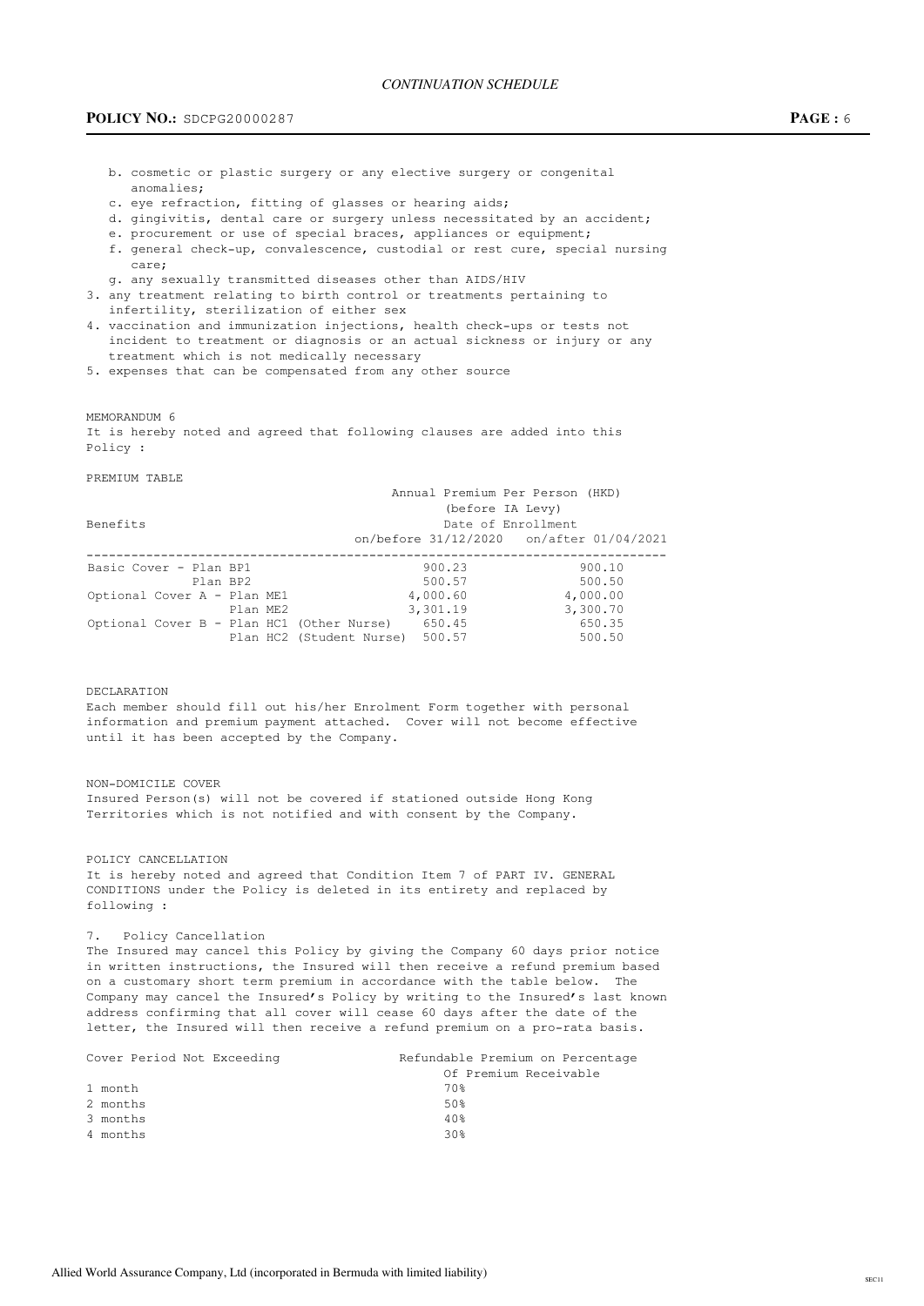b. cosmetic or plastic surgery or any elective surgery or congenital anomalies;
c. eye refraction, fitting of glasses or hearing aids;
d. gingivitis, dental care or surgery unless necessitated by an accident;
e. procurement or use of special braces, appliances or equipment;
f. general check-up, convalescence, custodial or rest cure, special nursing care;
g. any sexually transmitted diseases other than AIDS/HIV

3. any treatment relating to birth control or treatments pertaining to infertility, sterilization of either sex
4. vaccination and immunization injections, health check-ups or tests not incident to treatment or diagnosis or an actual sickness or injury or any treatment which is not medically necessary
5. expenses that can be compensated from any other source

MEMORANDUM 6

It is hereby noted and agreed that following clauses are added into this Policy :

PREMIUM TABLE

| Benefits | | Annual Premium Per Person (HKD) (before IA Levy) Date of Enrollment on/before 31/12/2020 | on/after 01/04/2021 |
|---|---|---|---|
| Basic Cover - | Plan BP1 | 900.23 | 900.10 |
| | Plan BP2 | 500.57 | 500.50 |
| Optional Cover A - | Plan ME1 | 4,000.60 | 4,000.00 |
| | Plan ME2 | 3,301.19 | 3,300.70 |
| Optional Cover B - | Plan HC1 (Other Nurse) | 650.45 | 650.35 |
| | Plan HC2 (Student Nurse) | 500.57 | 500.50 |

DECLARATION

Each member should fill out his/her Enrolment Form together with personal information and premium payment attached. Cover will not become effective until it has been accepted by the Company.

NON-DOMICILE COVER

Insured Person(s) will not be covered if stationed outside Hong Kong Territories which is not notified and with consent by the Company.

POLICY CANCELLATION

It is hereby noted and agreed that Condition Item 7 of PART IV. GENERAL CONDITIONS under the Policy is deleted in its entirety and replaced by following :

7. Policy Cancellation

The Insured may cancel this Policy by giving the Company 60 days prior notice in written instructions, the Insured will then receive a refund premium based on a customary short term premium in accordance with the table below. The Company may cancel the Insured's Policy by writing to the Insured's last known address confirming that all cover will cease 60 days after the date of the letter, the Insured will then receive a refund premium on a pro-rata basis.

| Cover Period Not Exceeding | Refundable Premium on Percentage Of Premium Receivable |
|---|---|
| 1 month | 70% |
| 2 months | 50% |
| 3 months | 40% |
| 4 months | 30% |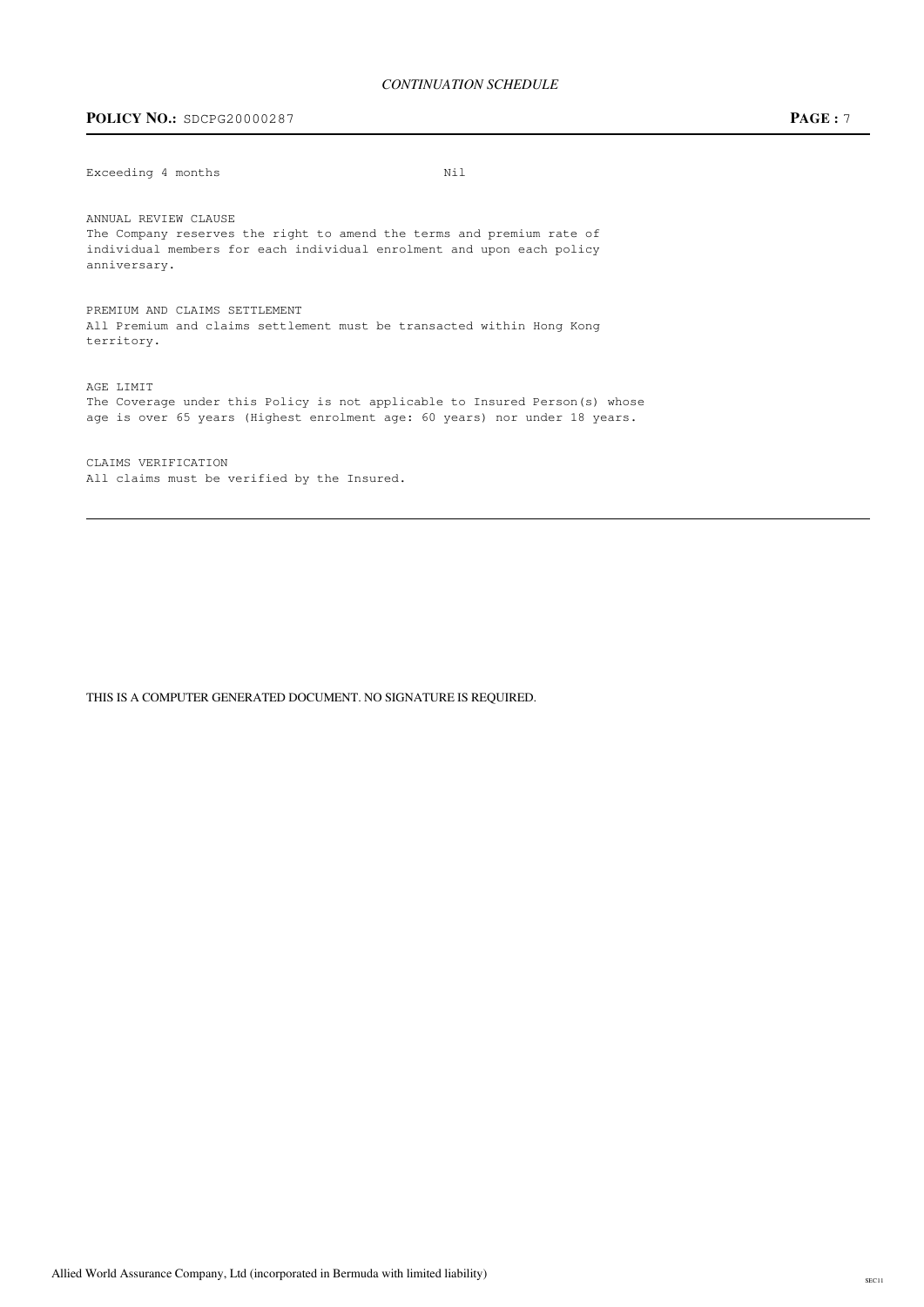| | |
|---|---|
| Exceeding 4 months | Nil |

ANNUAL REVIEW CLAUSE
The Company reserves the right to amend the terms and premium rate of individual members for each individual enrolment and upon each policy anniversary.

PREMIUM AND CLAIMS SETTLEMENT
All Premium and claims settlement must be transacted within Hong Kong territory.

AGE LIMIT
The Coverage under this Policy is not applicable to Insured Person(s) whose age is over 65 years (Highest enrolment age: 60 years) nor under 18 years.

CLAIMS VERIFICATION
All claims must be verified by the Insured.

---

THIS IS A COMPUTER GENERATED DOCUMENT. NO SIGNATURE IS REQUIRED.